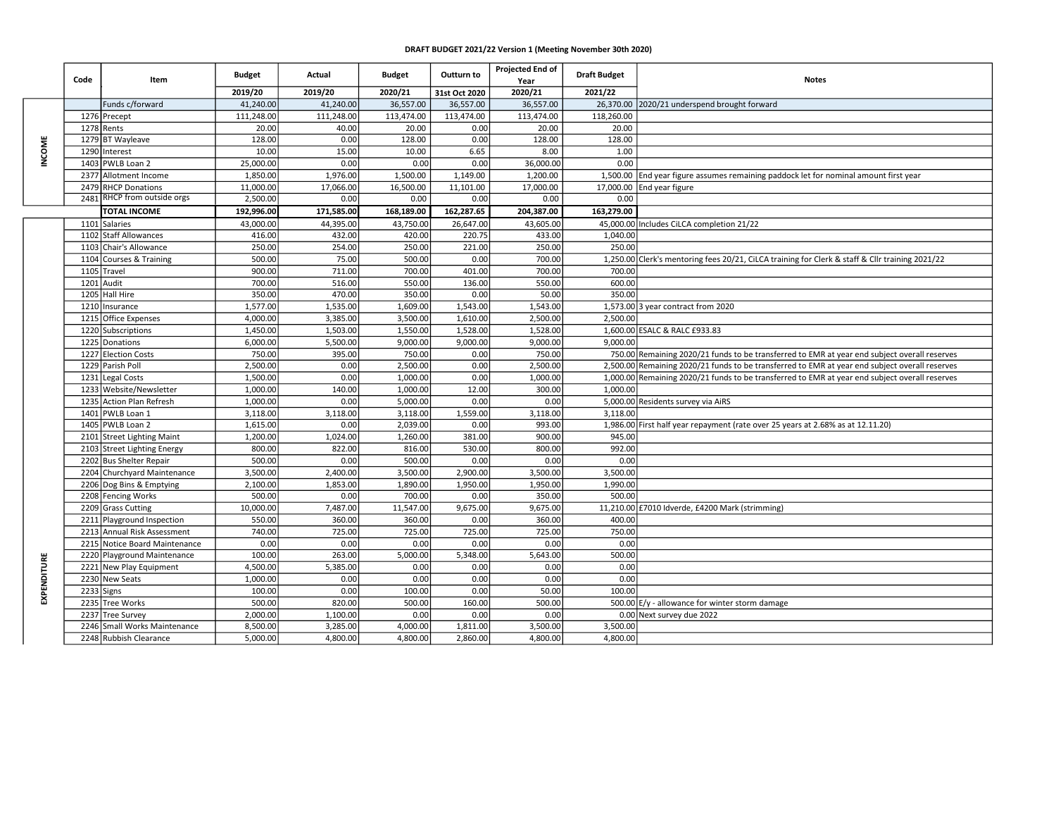# DRAFT BUDGET 2021/22 Version 1 (Meeting November 30th 2020)

| | Code | Item | Budget | Actual | Budget | Outturn to | Projected End of Year | Draft Budget | Notes |
|---|---|---|---|---|---|---|---|---|---|
| | | | 2019/20 | 2019/20 | 2020/21 | 31st Oct 2020 | 2020/21 | 2021/22 | |
| INCOME | | Funds c/forward | 41,240.00 | 41,240.00 | 36,557.00 | 36,557.00 | 36,557.00 | 26,370.00 | 2020/21 underspend brought forward |
| | 1276 | Precept | 111,248.00 | 111,248.00 | 113,474.00 | 113,474.00 | 113,474.00 | 118,260.00 | |
| | 1278 | Rents | 20.00 | 40.00 | 20.00 | 0.00 | 20.00 | 20.00 | |
| | 1279 | BT Wayleave | 128.00 | 0.00 | 128.00 | 0.00 | 128.00 | 128.00 | |
| | 1290 | Interest | 10.00 | 15.00 | 10.00 | 6.65 | 8.00 | 1.00 | |
| | 1403 | PWLB Loan 2 | 25,000.00 | 0.00 | 0.00 | 0.00 | 36,000.00 | 0.00 | |
| | 2377 | Allotment Income | 1,850.00 | 1,976.00 | 1,500.00 | 1,149.00 | 1,200.00 | 1,500.00 | End year figure assumes remaining paddock let for nominal amount first year |
| | 2479 | RHCP Donations | 11,000.00 | 17,066.00 | 16,500.00 | 11,101.00 | 17,000.00 | 17,000.00 | End year figure |
| | 2481 | RHCP from outside orgs | 2,500.00 | 0.00 | 0.00 | 0.00 | 0.00 | 0.00 | |
| | | **TOTAL INCOME** | **192,996.00** | **171,585.00** | **168,189.00** | **162,287.65** | **204,387.00** | **163,279.00** | |
| EXPENDITURE | 1101 | Salaries | 43,000.00 | 44,395.00 | 43,750.00 | 26,647.00 | 43,605.00 | 45,000.00 | Includes CiLCA completion 21/22 |
| | 1102 | Staff Allowances | 416.00 | 432.00 | 420.00 | 220.75 | 433.00 | 1,040.00 | |
| | 1103 | Chair's Allowance | 250.00 | 254.00 | 250.00 | 221.00 | 250.00 | 250.00 | |
| | 1104 | Courses & Training | 500.00 | 75.00 | 500.00 | 0.00 | 700.00 | 1,250.00 | Clerk's mentoring fees 20/21, CiLCA training for Clerk & staff & Cllr training 2021/22 |
| | 1105 | Travel | 900.00 | 711.00 | 700.00 | 401.00 | 700.00 | 700.00 | |
| | 1201 | Audit | 700.00 | 516.00 | 550.00 | 136.00 | 550.00 | 600.00 | |
| | 1205 | Hall Hire | 350.00 | 470.00 | 350.00 | 0.00 | 50.00 | 350.00 | |
| | 1210 | Insurance | 1,577.00 | 1,535.00 | 1,609.00 | 1,543.00 | 1,543.00 | 1,573.00 | 3 year contract from 2020 |
| | 1215 | Office Expenses | 4,000.00 | 3,385.00 | 3,500.00 | 1,610.00 | 2,500.00 | 2,500.00 | |
| | 1220 | Subscriptions | 1,450.00 | 1,503.00 | 1,550.00 | 1,528.00 | 1,528.00 | 1,600.00 | ESALC & RALC £933.83 |
| | 1225 | Donations | 6,000.00 | 5,500.00 | 9,000.00 | 9,000.00 | 9,000.00 | 9,000.00 | |
| | 1227 | Election Costs | 750.00 | 395.00 | 750.00 | 0.00 | 750.00 | 750.00 | Remaining 2020/21 funds to be transferred to EMR at year end subject overall reserves |
| | 1229 | Parish Poll | 2,500.00 | 0.00 | 2,500.00 | 0.00 | 2,500.00 | 2,500.00 | Remaining 2020/21 funds to be transferred to EMR at year end subject overall reserves |
| | 1231 | Legal Costs | 1,500.00 | 0.00 | 1,000.00 | 0.00 | 1,000.00 | 1,000.00 | Remaining 2020/21 funds to be transferred to EMR at year end subject overall reserves |
| | 1233 | Website/Newsletter | 1,000.00 | 140.00 | 1,000.00 | 12.00 | 300.00 | 1,000.00 | |
| | 1235 | Action Plan Refresh | 1,000.00 | 0.00 | 5,000.00 | 0.00 | 0.00 | 5,000.00 | Residents survey via AiRS |
| | 1401 | PWLB Loan 1 | 3,118.00 | 3,118.00 | 3,118.00 | 1,559.00 | 3,118.00 | 3,118.00 | |
| | 1405 | PWLB Loan 2 | 1,615.00 | 0.00 | 2,039.00 | 0.00 | 993.00 | 1,986.00 | First half year repayment (rate over 25 years at 2.68% as at 12.11.20) |
| | 2101 | Street Lighting Maint | 1,200.00 | 1,024.00 | 1,260.00 | 381.00 | 900.00 | 945.00 | |
| | 2103 | Street Lighting Energy | 800.00 | 822.00 | 816.00 | 530.00 | 800.00 | 992.00 | |
| | 2202 | Bus Shelter Repair | 500.00 | 0.00 | 500.00 | 0.00 | 0.00 | 0.00 | |
| | 2204 | Churchyard Maintenance | 3,500.00 | 2,400.00 | 3,500.00 | 2,900.00 | 3,500.00 | 3,500.00 | |
| | 2206 | Dog Bins & Emptying | 2,100.00 | 1,853.00 | 1,890.00 | 1,950.00 | 1,950.00 | 1,990.00 | |
| | 2208 | Fencing Works | 500.00 | 0.00 | 700.00 | 0.00 | 350.00 | 500.00 | |
| | 2209 | Grass Cutting | 10,000.00 | 7,487.00 | 11,547.00 | 9,675.00 | 9,675.00 | 11,210.00 | £7010 Idverde, £4200 Mark (strimming) |
| | 2211 | Playground Inspection | 550.00 | 360.00 | 360.00 | 0.00 | 360.00 | 400.00 | |
| | 2213 | Annual Risk Assessment | 740.00 | 725.00 | 725.00 | 725.00 | 725.00 | 750.00 | |
| | 2215 | Notice Board Maintenance | 0.00 | 0.00 | 0.00 | 0.00 | 0.00 | 0.00 | |
| | 2220 | Playground Maintenance | 100.00 | 263.00 | 5,000.00 | 5,348.00 | 5,643.00 | 500.00 | |
| | 2221 | New Play Equipment | 4,500.00 | 5,385.00 | 0.00 | 0.00 | 0.00 | 0.00 | |
| | 2230 | New Seats | 1,000.00 | 0.00 | 0.00 | 0.00 | 0.00 | 0.00 | |
| | 2233 | Signs | 100.00 | 0.00 | 100.00 | 0.00 | 50.00 | 100.00 | |
| | 2235 | Tree Works | 500.00 | 820.00 | 500.00 | 160.00 | 500.00 | 500.00 | E/y - allowance for winter storm damage |
| | 2237 | Tree Survey | 2,000.00 | 1,100.00 | 0.00 | 0.00 | 0.00 | 0.00 | Next survey due 2022 |
| | 2246 | Small Works Maintenance | 8,500.00 | 3,285.00 | 4,000.00 | 1,811.00 | 3,500.00 | 3,500.00 | |
| | 2248 | Rubbish Clearance | 5,000.00 | 4,800.00 | 4,800.00 | 2,860.00 | 4,800.00 | 4,800.00 | |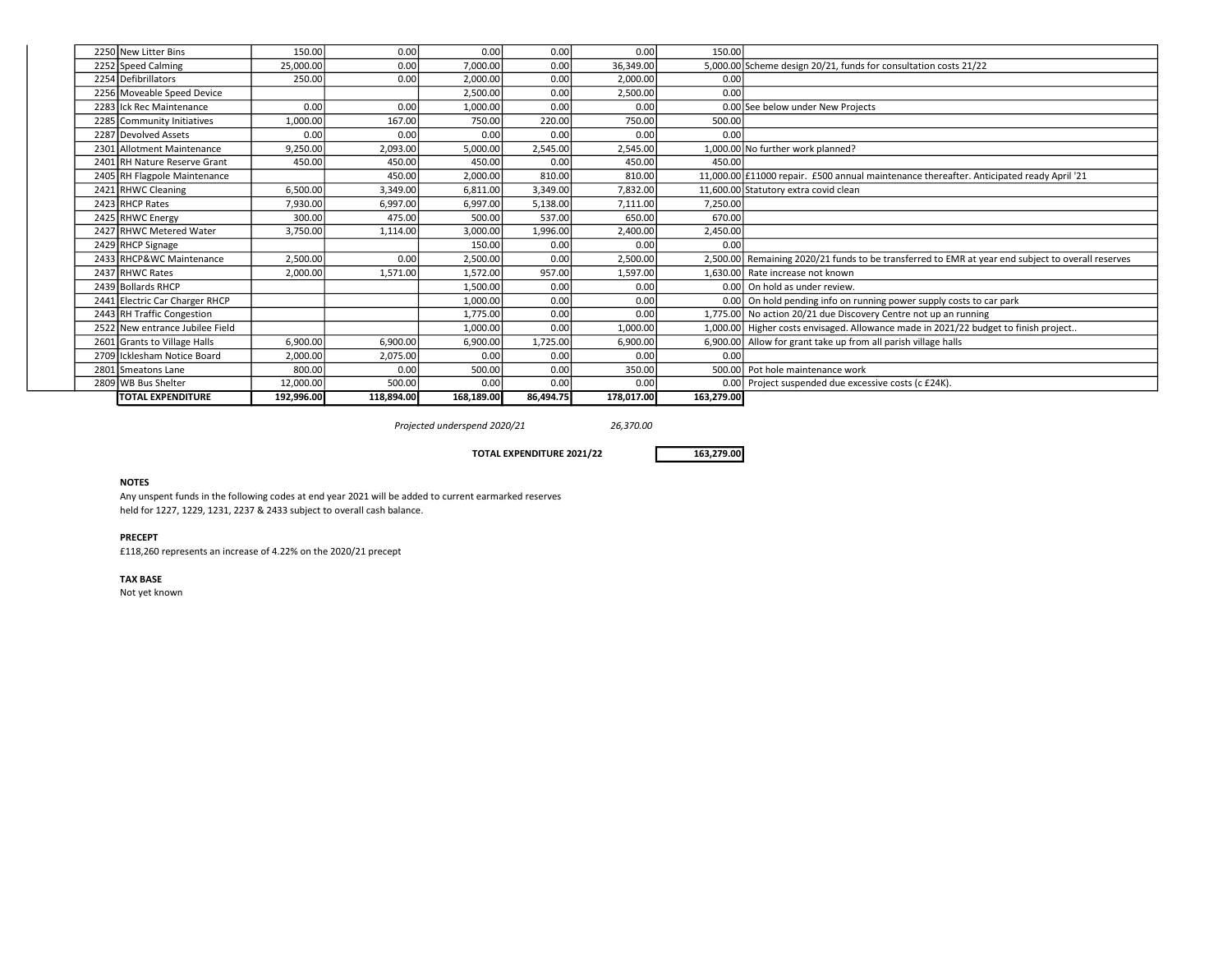| | | | | | | | | |
|---|---|---|---|---|---|---|---|---|
| 2250 | New Litter Bins | 150.00 | 0.00 | 0.00 | 0.00 | 0.00 | 150.00 | |
| 2252 | Speed Calming | 25,000.00 | 0.00 | 7,000.00 | 0.00 | 36,349.00 | 5,000.00 | Scheme design 20/21, funds for consultation costs 21/22 |
| 2254 | Defibrillators | 250.00 | 0.00 | 2,000.00 | 0.00 | 2,000.00 | 0.00 | |
| 2256 | Moveable Speed Device | | | 2,500.00 | 0.00 | 2,500.00 | 0.00 | |
| 2283 | Ick Rec Maintenance | 0.00 | 0.00 | 1,000.00 | 0.00 | 0.00 | 0.00 | See below under New Projects |
| 2285 | Community Initiatives | 1,000.00 | 167.00 | 750.00 | 220.00 | 750.00 | 500.00 | |
| 2287 | Devolved Assets | 0.00 | 0.00 | 0.00 | 0.00 | 0.00 | 0.00 | |
| 2301 | Allotment Maintenance | 9,250.00 | 2,093.00 | 5,000.00 | 2,545.00 | 2,545.00 | 1,000.00 | No further work planned? |
| 2401 | RH Nature Reserve Grant | 450.00 | 450.00 | 450.00 | 0.00 | 450.00 | 450.00 | |
| 2405 | RH Flagpole Maintenance | | 450.00 | 2,000.00 | 810.00 | 810.00 | 11,000.00 | £11000 repair. £500 annual maintenance thereafter. Anticipated ready April '21 |
| 2421 | RHWC Cleaning | 6,500.00 | 3,349.00 | 6,811.00 | 3,349.00 | 7,832.00 | 11,600.00 | Statutory extra covid clean |
| 2423 | RHCP Rates | 7,930.00 | 6,997.00 | 6,997.00 | 5,138.00 | 7,111.00 | 7,250.00 | |
| 2425 | RHWC Energy | 300.00 | 475.00 | 500.00 | 537.00 | 650.00 | 670.00 | |
| 2427 | RHWC Metered Water | 3,750.00 | 1,114.00 | 3,000.00 | 1,996.00 | 2,400.00 | 2,450.00 | |
| 2429 | RHCP Signage | | | 150.00 | 0.00 | 0.00 | 0.00 | |
| 2433 | RHCP&WC Maintenance | 2,500.00 | 0.00 | 2,500.00 | 0.00 | 2,500.00 | 2,500.00 | Remaining 2020/21 funds to be transferred to EMR at year end subject to overall reserves |
| 2437 | RHWC Rates | 2,000.00 | 1,571.00 | 1,572.00 | 957.00 | 1,597.00 | 1,630.00 | Rate increase not known |
| 2439 | Bollards RHCP | | | 1,500.00 | 0.00 | 0.00 | 0.00 | On hold as under review. |
| 2441 | Electric Car Charger RHCP | | | 1,000.00 | 0.00 | 0.00 | 0.00 | On hold pending info on running power supply costs to car park |
| 2443 | RH Traffic Congestion | | | 1,775.00 | 0.00 | 0.00 | 1,775.00 | No action 20/21 due Discovery Centre not up an running |
| 2522 | New entrance Jubilee Field | | | 1,000.00 | 0.00 | 1,000.00 | 1,000.00 | Higher costs envisaged. Allowance made in 2021/22 budget to finish project.. |
| 2601 | Grants to Village Halls | 6,900.00 | 6,900.00 | 6,900.00 | 1,725.00 | 6,900.00 | 6,900.00 | Allow for grant take up from all parish village halls |
| 2709 | Icklesham Notice Board | 2,000.00 | 2,075.00 | 0.00 | 0.00 | 0.00 | 0.00 | |
| 2801 | Smeatons Lane | 800.00 | 0.00 | 500.00 | 0.00 | 350.00 | 500.00 | Pot hole maintenance work |
| 2809 | WB Bus Shelter | 12,000.00 | 500.00 | 0.00 | 0.00 | 0.00 | 0.00 | Project suspended due excessive costs (c £24K). |
| | **TOTAL EXPENDITURE** | **192,996.00** | **118,894.00** | **168,189.00** | **86,494.75** | **178,017.00** | **163,279.00** | |

*Projected underspend 2020/21* *26,370.00*

**TOTAL EXPENDITURE 2021/22** **163,279.00**

**NOTES**

Any unspent funds in the following codes at end year 2021 will be added to current earmarked reserves held for 1227, 1229, 1231, 2237 & 2433 subject to overall cash balance.

**PRECEPT**

£118,260 represents an increase of 4.22% on the 2020/21 precept

**TAX BASE**

Not yet known